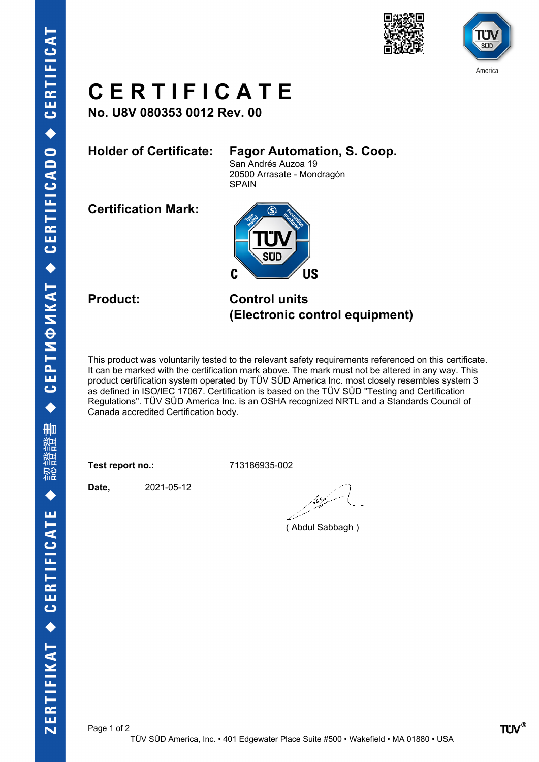# CERTIFICATE

**No. U8V 080353 0012 Rev. 00**

**Holder of Certificate:** **Fagor Automation, S. Coop.**
San Andrés Auzoa 19
20500 Arrasate - Mondragón
SPAIN

**Certification Mark:**

**Product:** **Control units (Electronic control equipment)**

This product was voluntarily tested to the relevant safety requirements referenced on this certificate. It can be marked with the certification mark above. The mark must not be altered in any way. This product certification system operated by TÜV SÜD America Inc. most closely resembles system 3 as defined in ISO/IEC 17067. Certification is based on the TÜV SÜD "Testing and Certification Regulations". TÜV SÜD America Inc. is an OSHA recognized NRTL and a Standards Council of Canada accredited Certification body.

**Test report no.:** 713186935-002

**Date,** 2021-05-12

( Abdul Sabbagh )

TÜV SÜD America, Inc. • 401 Edgewater Place Suite #500 • Wakefield • MA 01880 • USA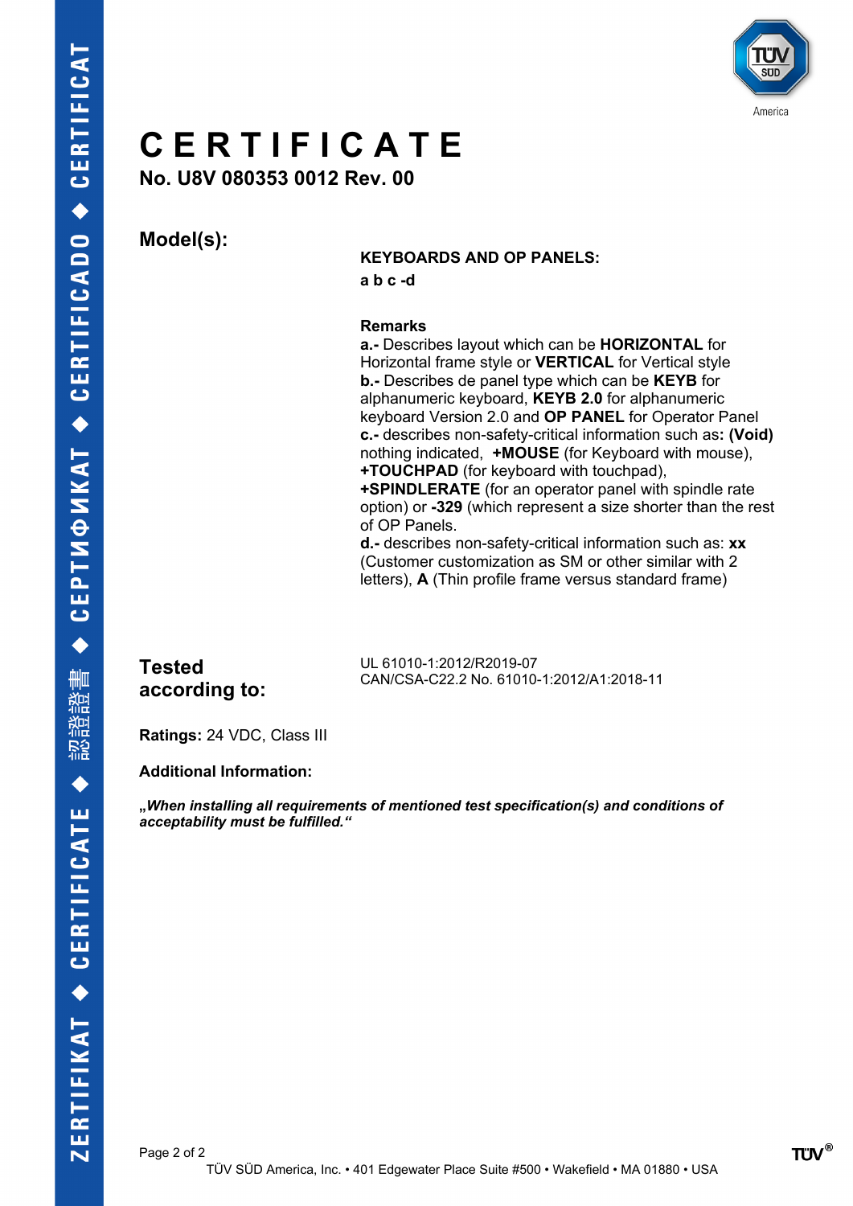# CERTIFICATE

**No. U8V 080353 0012 Rev. 00**

**Model(s):**

**KEYBOARDS AND OP PANELS:**

**a b c -d**

**Remarks**

**a.-** Describes layout which can be **HORIZONTAL** for Horizontal frame style or **VERTICAL** for Vertical style
**b.-** Describes de panel type which can be **KEYB** for alphanumeric keyboard, **KEYB 2.0** for alphanumeric keyboard Version 2.0 and **OP PANEL** for Operator Panel
**c.-** describes non-safety-critical information such as**: (Void)** nothing indicated, **+MOUSE** (for Keyboard with mouse), **+TOUCHPAD** (for keyboard with touchpad), **+SPINDLERATE** (for an operator panel with spindle rate option) or **-329** (which represent a size shorter than the rest of OP Panels.
**d.-** describes non-safety-critical information such as: **xx** (Customer customization as SM or other similar with 2 letters), **A** (Thin profile frame versus standard frame)

**Tested according to:**

UL 61010-1:2012/R2019-07
CAN/CSA-C22.2 No. 61010-1:2012/A1:2018-11

**Ratings:** 24 VDC, Class III

**Additional Information:**

***„When installing all requirements of mentioned test specification(s) and conditions of acceptability must be fulfilled.“***

TÜV SÜD America, Inc. • 401 Edgewater Place Suite #500 • Wakefield • MA 01880 • USA